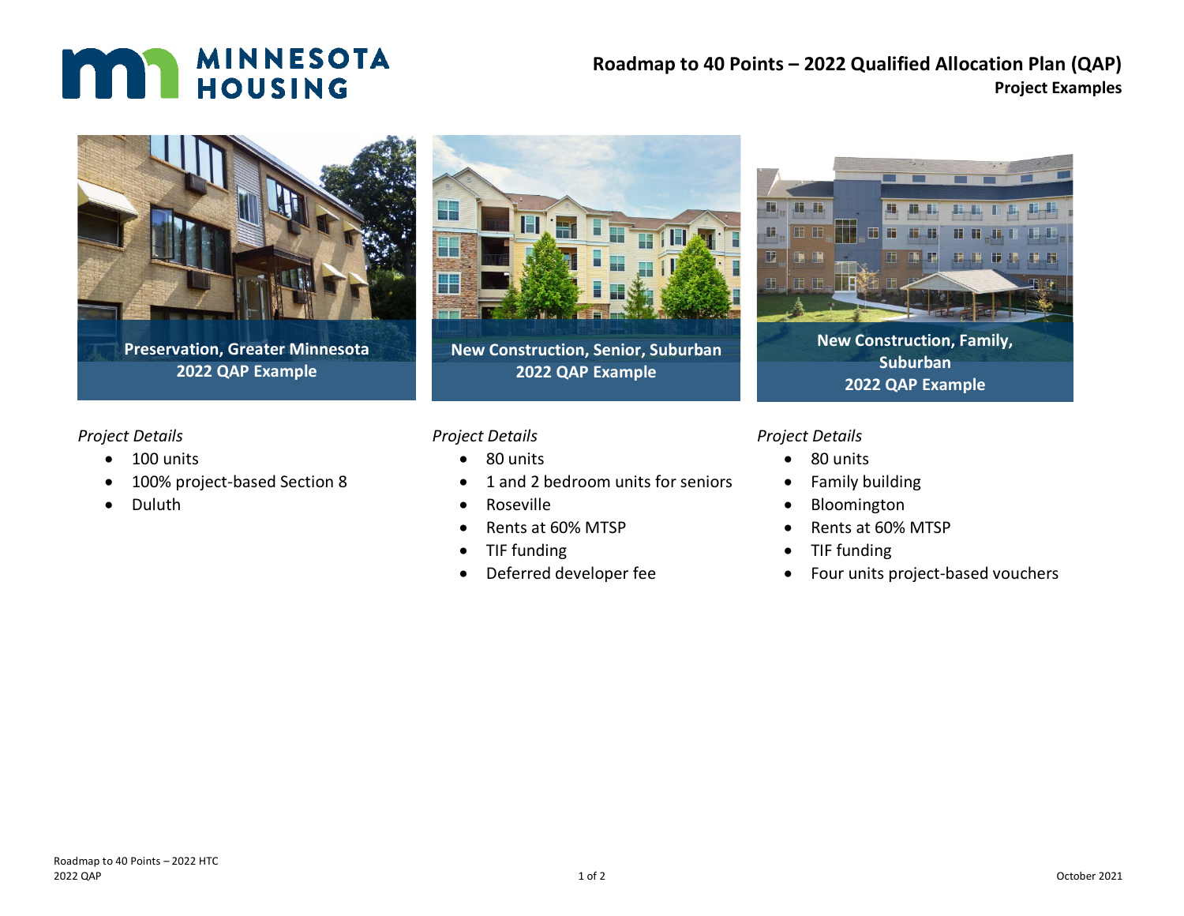# Roadmap to 40 Points – 2022 Qualified Allocation Plan (QAP)

## Project Examples

**Preservation, Greater Minnesota 2022 QAP Example**

*Project Details*

- 100 units
- 100% project-based Section 8
- Duluth

**New Construction, Senior, Suburban 2022 QAP Example**

*Project Details*

- 80 units
- 1 and 2 bedroom units for seniors
- Roseville
- Rents at 60% MTSP
- TIF funding
- Deferred developer fee

**New Construction, Family, Suburban 2022 QAP Example**

*Project Details*

- 80 units
- Family building
- Bloomington
- Rents at 60% MTSP
- TIF funding
- Four units project-based vouchers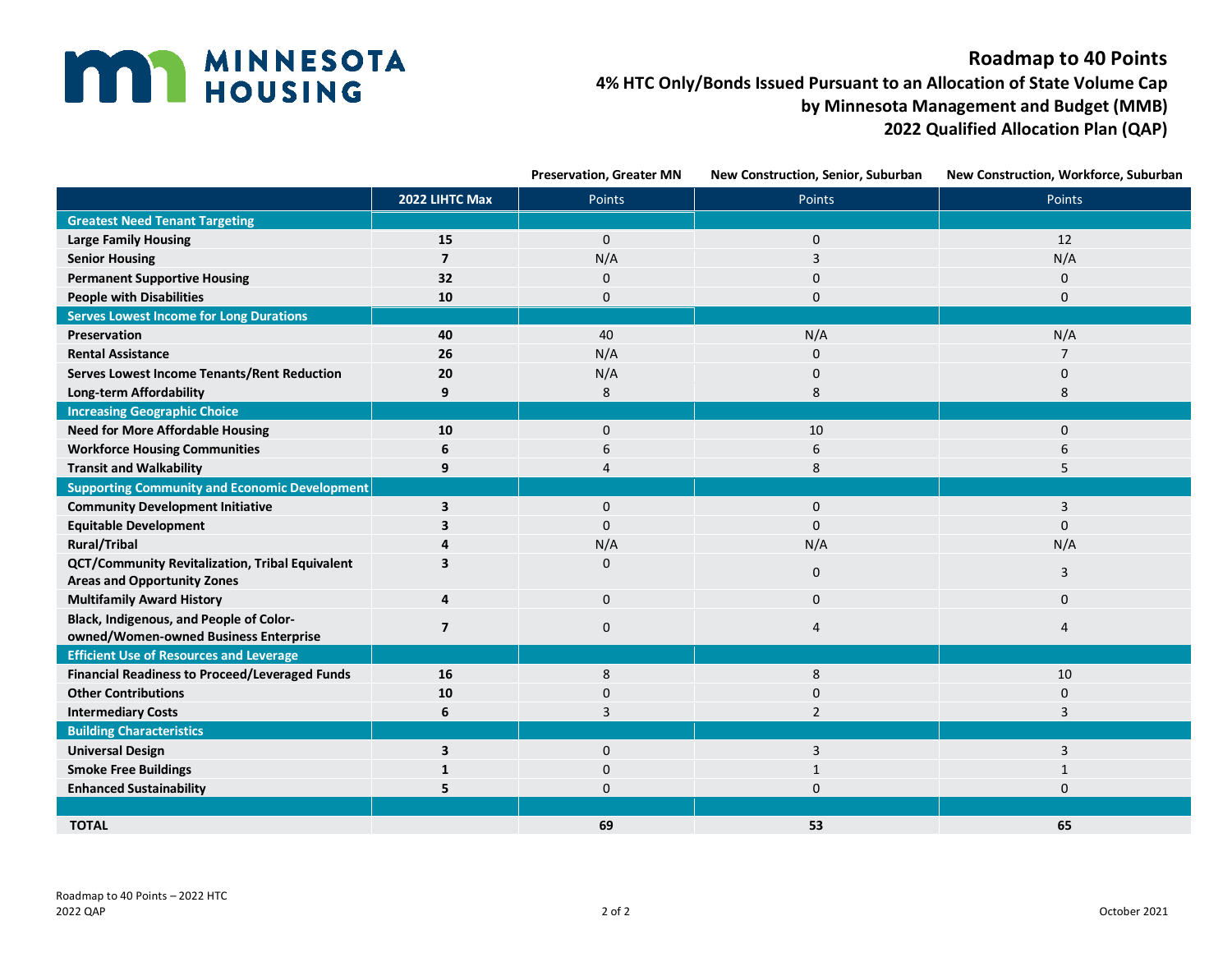MINNESOTA HOUSING

# Roadmap to 40 Points

## 4% HTC Only/Bonds Issued Pursuant to an Allocation of State Volume Cap by Minnesota Management and Budget (MMB) 2022 Qualified Allocation Plan (QAP)

| | | Preservation, Greater MN | New Construction, Senior, Suburban | New Construction, Workforce, Suburban |
|---|---|---|---|---|
| | **2022 LIHTC Max** | Points | Points | Points |
| **Greatest Need Tenant Targeting** | | | | |
| **Large Family Housing** | **15** | 0 | 0 | 12 |
| **Senior Housing** | **7** | N/A | 3 | N/A |
| **Permanent Supportive Housing** | **32** | 0 | 0 | 0 |
| **People with Disabilities** | **10** | 0 | 0 | 0 |
| **Serves Lowest Income for Long Durations** | | | | |
| **Preservation** | **40** | 40 | N/A | N/A |
| **Rental Assistance** | **26** | N/A | 0 | 7 |
| **Serves Lowest Income Tenants/Rent Reduction** | **20** | N/A | 0 | 0 |
| **Long-term Affordability** | **9** | 8 | 8 | 8 |
| **Increasing Geographic Choice** | | | | |
| **Need for More Affordable Housing** | **10** | 0 | 10 | 0 |
| **Workforce Housing Communities** | **6** | 6 | 6 | 6 |
| **Transit and Walkability** | **9** | 4 | 8 | 5 |
| **Supporting Community and Economic Development** | | | | |
| **Community Development Initiative** | **3** | 0 | 0 | 3 |
| **Equitable Development** | **3** | 0 | 0 | 0 |
| **Rural/Tribal** | **4** | N/A | N/A | N/A |
| **QCT/Community Revitalization, Tribal Equivalent Areas and Opportunity Zones** | **3** | 0 | 0 | 3 |
| **Multifamily Award History** | **4** | 0 | 0 | 0 |
| **Black, Indigenous, and People of Color-owned/Women-owned Business Enterprise** | **7** | 0 | 4 | 4 |
| **Efficient Use of Resources and Leverage** | | | | |
| **Financial Readiness to Proceed/Leveraged Funds** | **16** | 8 | 8 | 10 |
| **Other Contributions** | **10** | 0 | 0 | 0 |
| **Intermediary Costs** | **6** | 3 | 2 | 3 |
| **Building Characteristics** | | | | |
| **Universal Design** | **3** | 0 | 3 | 3 |
| **Smoke Free Buildings** | **1** | 0 | 1 | 1 |
| **Enhanced Sustainability** | **5** | 0 | 0 | 0 |
| | | | | |
| **TOTAL** | | **69** | **53** | **65** |

Roadmap to 40 Points – 2022 HTC
2022 QAP

October 2021